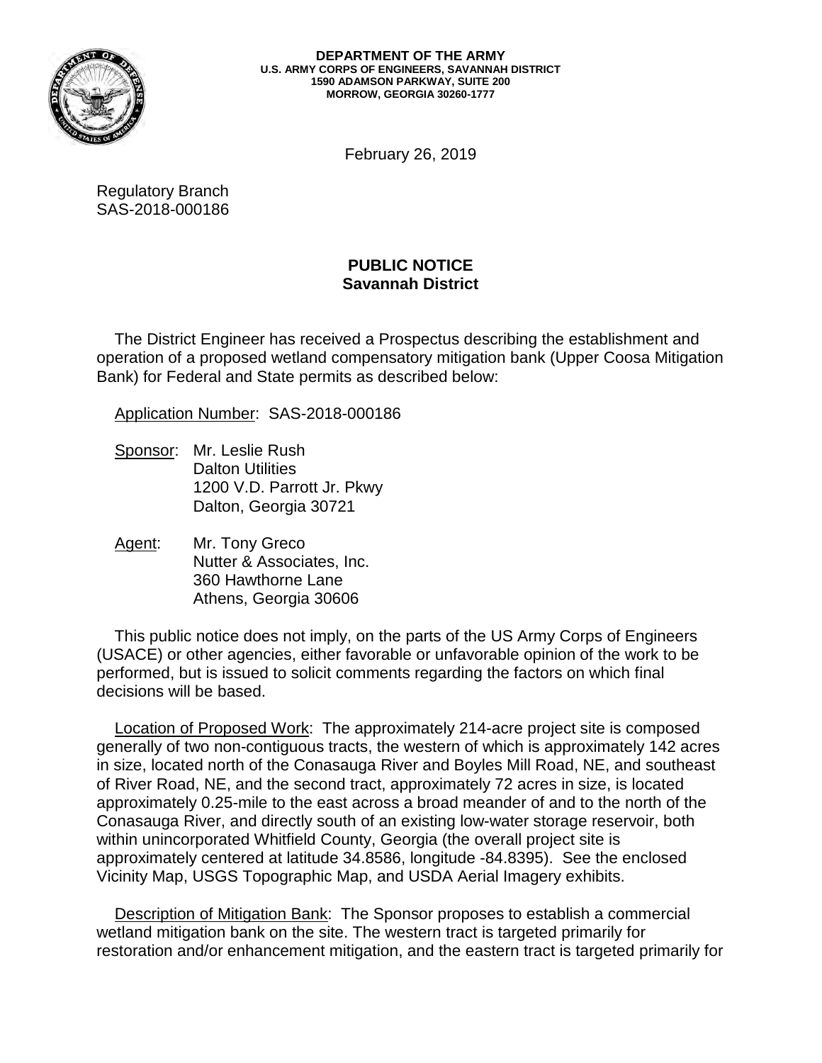**DEPARTMENT OF THE ARMY**
**U.S. ARMY CORPS OF ENGINEERS, SAVANNAH DISTRICT**
**1590 ADAMSON PARKWAY, SUITE 200**
**MORROW, GEORGIA 30260-1777**

February 26, 2019

Regulatory Branch
SAS-2018-000186

## PUBLIC NOTICE
### Savannah District

The District Engineer has received a Prospectus describing the establishment and operation of a proposed wetland compensatory mitigation bank (Upper Coosa Mitigation Bank) for Federal and State permits as described below:

Application Number: SAS-2018-000186

Sponsor: Mr. Leslie Rush
Dalton Utilities
1200 V.D. Parrott Jr. Pkwy
Dalton, Georgia 30721

Agent: Mr. Tony Greco
Nutter & Associates, Inc.
360 Hawthorne Lane
Athens, Georgia 30606

This public notice does not imply, on the parts of the US Army Corps of Engineers (USACE) or other agencies, either favorable or unfavorable opinion of the work to be performed, but is issued to solicit comments regarding the factors on which final decisions will be based.

Location of Proposed Work: The approximately 214-acre project site is composed generally of two non-contiguous tracts, the western of which is approximately 142 acres in size, located north of the Conasauga River and Boyles Mill Road, NE, and southeast of River Road, NE, and the second tract, approximately 72 acres in size, is located approximately 0.25-mile to the east across a broad meander of and to the north of the Conasauga River, and directly south of an existing low-water storage reservoir, both within unincorporated Whitfield County, Georgia (the overall project site is approximately centered at latitude 34.8586, longitude -84.8395). See the enclosed Vicinity Map, USGS Topographic Map, and USDA Aerial Imagery exhibits.

Description of Mitigation Bank: The Sponsor proposes to establish a commercial wetland mitigation bank on the site. The western tract is targeted primarily for restoration and/or enhancement mitigation, and the eastern tract is targeted primarily for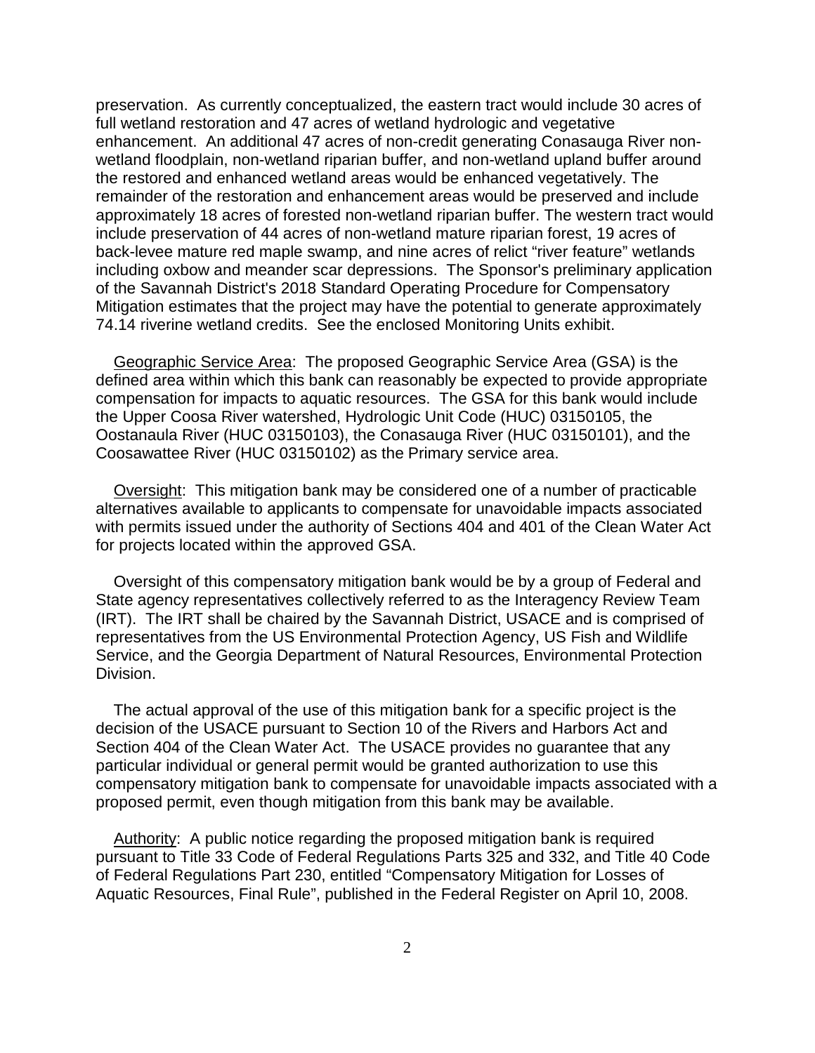preservation. As currently conceptualized, the eastern tract would include 30 acres of full wetland restoration and 47 acres of wetland hydrologic and vegetative enhancement. An additional 47 acres of non-credit generating Conasauga River non-wetland floodplain, non-wetland riparian buffer, and non-wetland upland buffer around the restored and enhanced wetland areas would be enhanced vegetatively. The remainder of the restoration and enhancement areas would be preserved and include approximately 18 acres of forested non-wetland riparian buffer. The western tract would include preservation of 44 acres of non-wetland mature riparian forest, 19 acres of back-levee mature red maple swamp, and nine acres of relict "river feature" wetlands including oxbow and meander scar depressions. The Sponsor's preliminary application of the Savannah District's 2018 Standard Operating Procedure for Compensatory Mitigation estimates that the project may have the potential to generate approximately 74.14 riverine wetland credits. See the enclosed Monitoring Units exhibit.

<u>Geographic Service Area</u>: The proposed Geographic Service Area (GSA) is the defined area within which this bank can reasonably be expected to provide appropriate compensation for impacts to aquatic resources. The GSA for this bank would include the Upper Coosa River watershed, Hydrologic Unit Code (HUC) 03150105, the Oostanaula River (HUC 03150103), the Conasauga River (HUC 03150101), and the Coosawattee River (HUC 03150102) as the Primary service area.

<u>Oversight</u>: This mitigation bank may be considered one of a number of practicable alternatives available to applicants to compensate for unavoidable impacts associated with permits issued under the authority of Sections 404 and 401 of the Clean Water Act for projects located within the approved GSA.

Oversight of this compensatory mitigation bank would be by a group of Federal and State agency representatives collectively referred to as the Interagency Review Team (IRT). The IRT shall be chaired by the Savannah District, USACE and is comprised of representatives from the US Environmental Protection Agency, US Fish and Wildlife Service, and the Georgia Department of Natural Resources, Environmental Protection Division.

The actual approval of the use of this mitigation bank for a specific project is the decision of the USACE pursuant to Section 10 of the Rivers and Harbors Act and Section 404 of the Clean Water Act. The USACE provides no guarantee that any particular individual or general permit would be granted authorization to use this compensatory mitigation bank to compensate for unavoidable impacts associated with a proposed permit, even though mitigation from this bank may be available.

<u>Authority</u>: A public notice regarding the proposed mitigation bank is required pursuant to Title 33 Code of Federal Regulations Parts 325 and 332, and Title 40 Code of Federal Regulations Part 230, entitled "Compensatory Mitigation for Losses of Aquatic Resources, Final Rule", published in the Federal Register on April 10, 2008.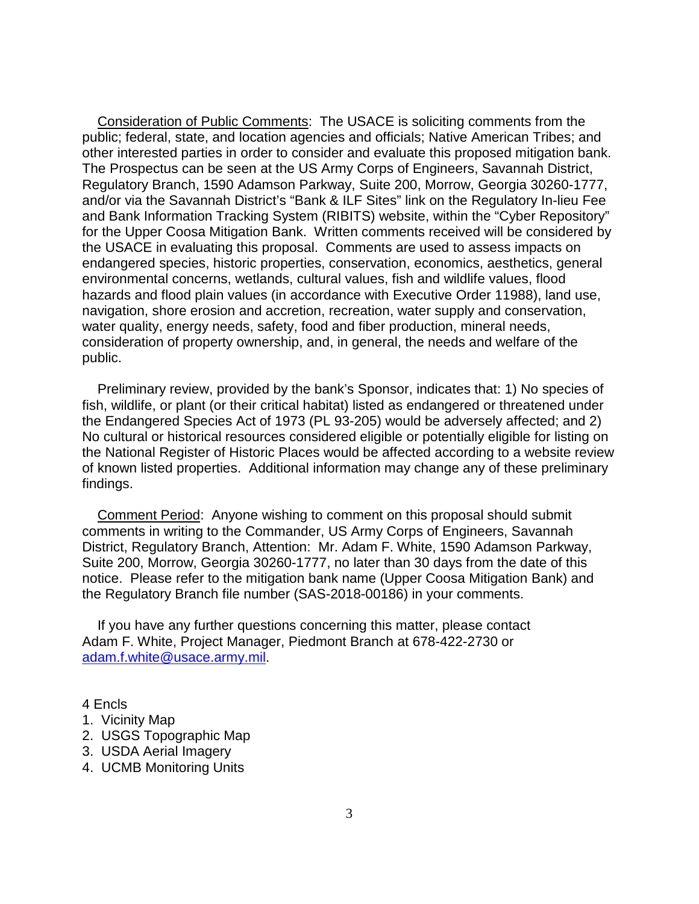Consideration of Public Comments: The USACE is soliciting comments from the public; federal, state, and location agencies and officials; Native American Tribes; and other interested parties in order to consider and evaluate this proposed mitigation bank. The Prospectus can be seen at the US Army Corps of Engineers, Savannah District, Regulatory Branch, 1590 Adamson Parkway, Suite 200, Morrow, Georgia 30260-1777, and/or via the Savannah District's "Bank & ILF Sites" link on the Regulatory In-lieu Fee and Bank Information Tracking System (RIBITS) website, within the "Cyber Repository" for the Upper Coosa Mitigation Bank. Written comments received will be considered by the USACE in evaluating this proposal. Comments are used to assess impacts on endangered species, historic properties, conservation, economics, aesthetics, general environmental concerns, wetlands, cultural values, fish and wildlife values, flood hazards and flood plain values (in accordance with Executive Order 11988), land use, navigation, shore erosion and accretion, recreation, water supply and conservation, water quality, energy needs, safety, food and fiber production, mineral needs, consideration of property ownership, and, in general, the needs and welfare of the public.

Preliminary review, provided by the bank's Sponsor, indicates that: 1) No species of fish, wildlife, or plant (or their critical habitat) listed as endangered or threatened under the Endangered Species Act of 1973 (PL 93-205) would be adversely affected; and 2) No cultural or historical resources considered eligible or potentially eligible for listing on the National Register of Historic Places would be affected according to a website review of known listed properties. Additional information may change any of these preliminary findings.

Comment Period: Anyone wishing to comment on this proposal should submit comments in writing to the Commander, US Army Corps of Engineers, Savannah District, Regulatory Branch, Attention: Mr. Adam F. White, 1590 Adamson Parkway, Suite 200, Morrow, Georgia 30260-1777, no later than 30 days from the date of this notice. Please refer to the mitigation bank name (Upper Coosa Mitigation Bank) and the Regulatory Branch file number (SAS-2018-00186) in your comments.

If you have any further questions concerning this matter, please contact Adam F. White, Project Manager, Piedmont Branch at 678-422-2730 or adam.f.white@usace.army.mil.

4 Encls

1. Vicinity Map
2. USGS Topographic Map
3. USDA Aerial Imagery
4. UCMB Monitoring Units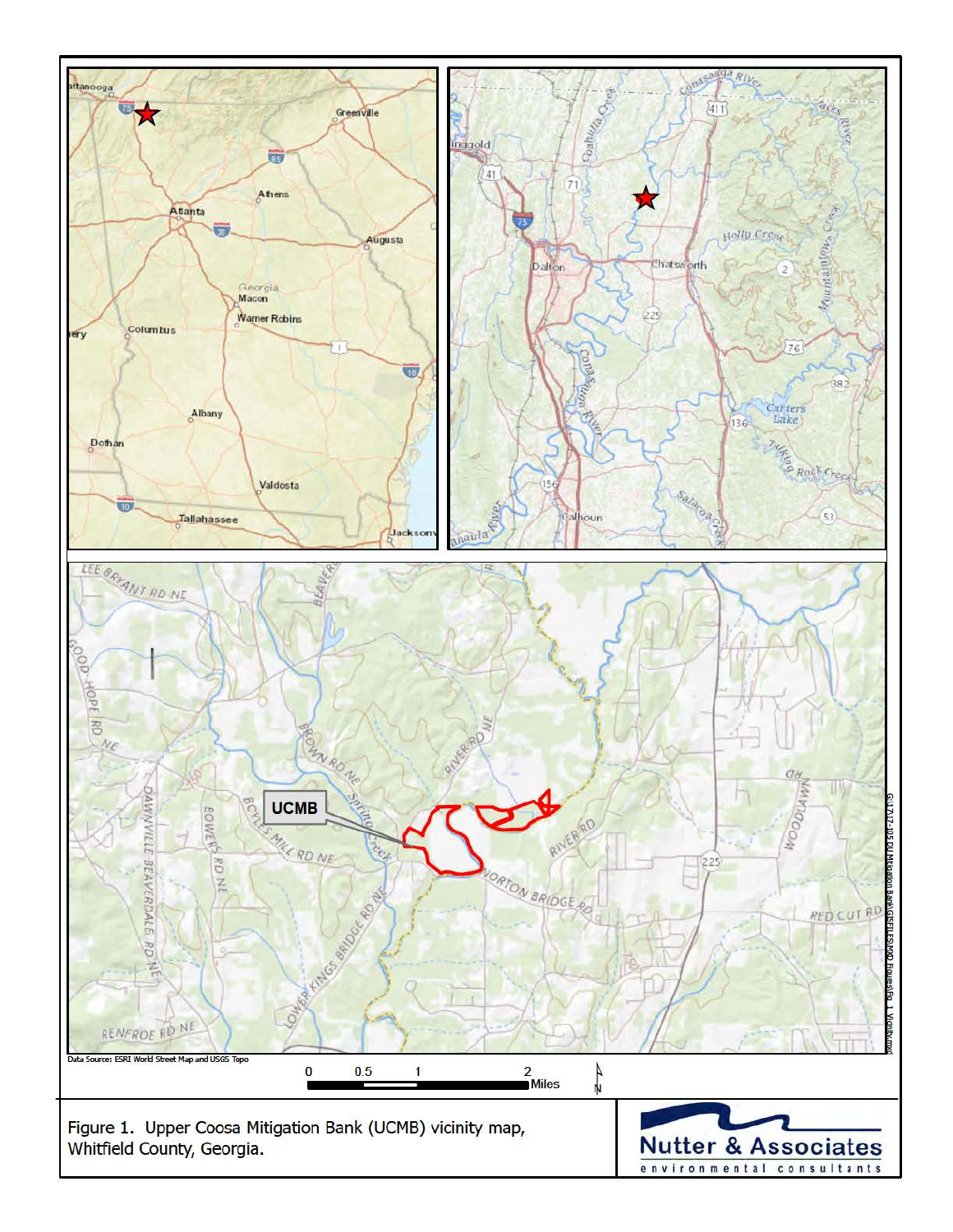Data Source: ESRI World Street Map and USGS Topo

Figure 1. Upper Coosa Mitigation Bank (UCMB) vicinity map, Whitfield County, Georgia.

Nutter & Associates environmental consultants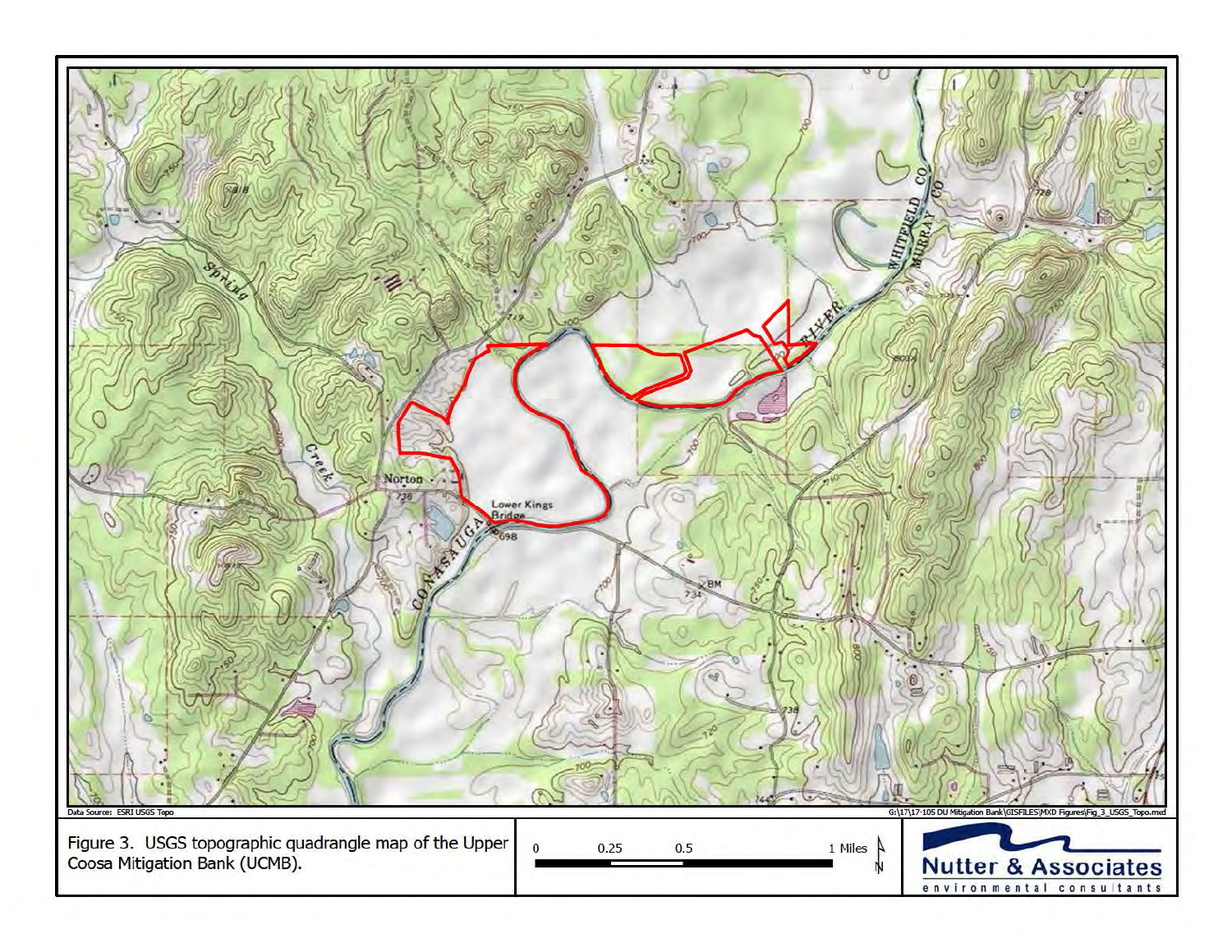Data Source: ESRI USGS Topo

G:\17\17-105 DU Mitigation Bank\GISFILES\MXD Figures\Fig_3_USGS_Topo.mxd

Figure 3. USGS topographic quadrangle map of the Upper Coosa Mitigation Bank (UCMB).

0 0.25 0.5 1 Miles

Nutter & Associates
environmental consultants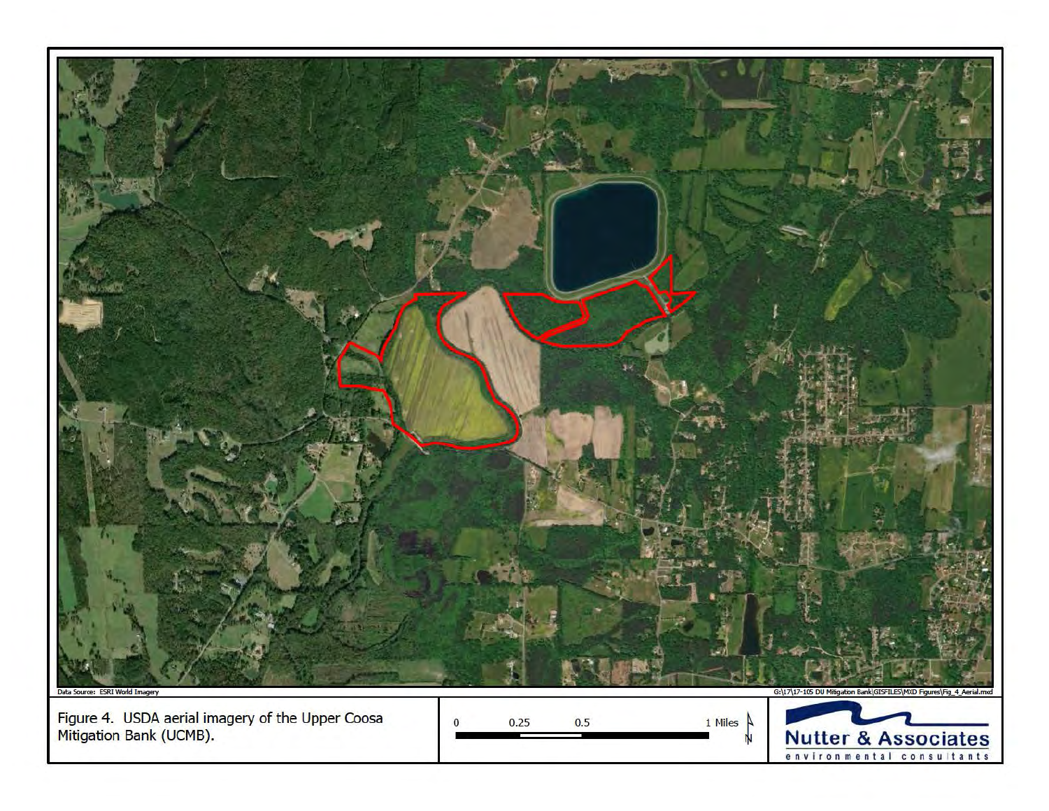Data Source: ESRI World Imagery

G:\17\17-105 DU Mitigation Bank\GISFILES\MXD Figures\Fig_4_Aerial.mxd

Figure 4. USDA aerial imagery of the Upper Coosa Mitigation Bank (UCMB).

0 0.25 0.5 1 Miles

Nutter & Associates
environmental consultants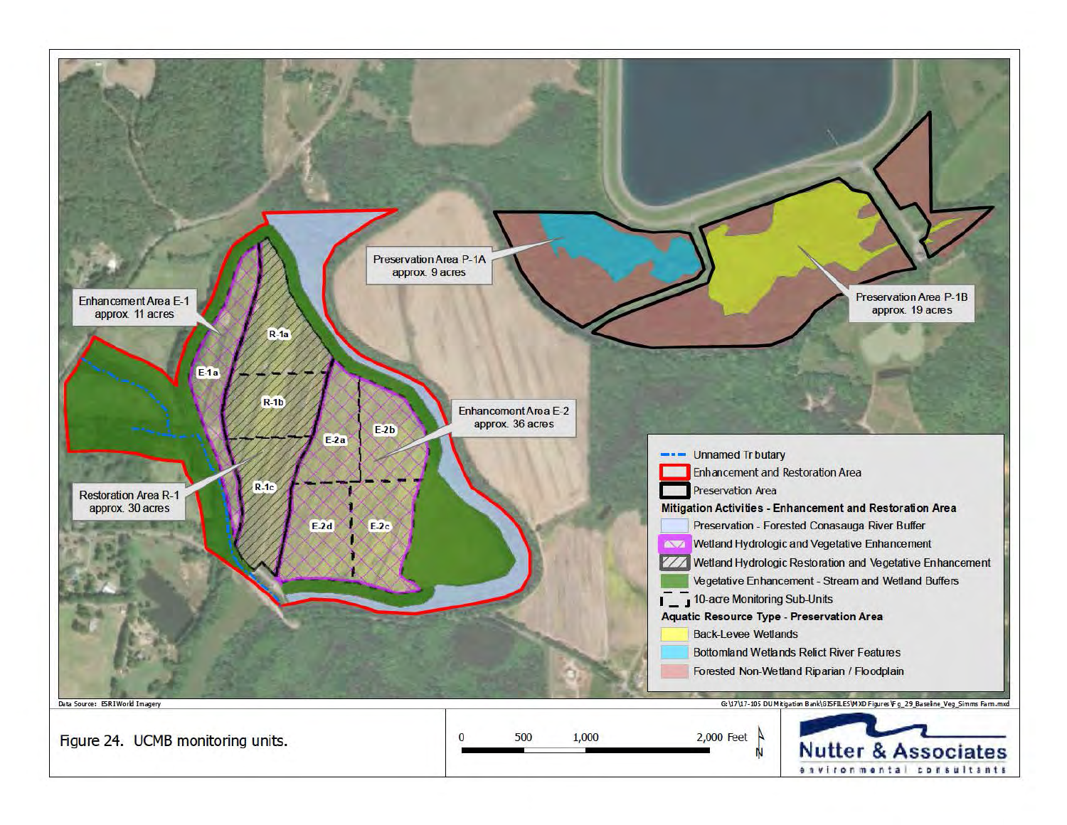Preservation Area P-1A
approx. 9 acres

Preservation Area P-1B
approx. 19 acres

Enhancement Area E-1
approx. 11 acres

Enhancement Area E-2
approx. 36 acres

Restoration Area R-1
approx. 30 acres

R-1a

R-1b

R-1c

E-1a

E-2a

E-2b

E-2c

E-2d

Unnamed Tributary

Enhancement and Restoration Area

Preservation Area

**Mitigation Activities - Enhancement and Restoration Area**

Preservation - Forested Conasauga River Buffer

Wetland Hydrologic and Vegetative Enhancement

Wetland Hydrologic Restoration and Vegetative Enhancement

Vegetative Enhancement - Stream and Wetland Buffers

10-acre Monitoring Sub-Units

**Aquatic Resource Type - Preservation Area**

Back-Levee Wetlands

Bottomland Wetlands Relict River Features

Forested Non-Wetland Riparian / Floodplain

Data Source: ESRI World Imagery

G:\17\17-105 DU Mitigation Bank\GISFILES\MXD Figures\Fig_29_Baseline_Veg_Simms Farm.mxd

0 500 1,000 2,000 Feet

N

Figure 24. UCMB monitoring units.

Nutter & Associates
environmental consultants